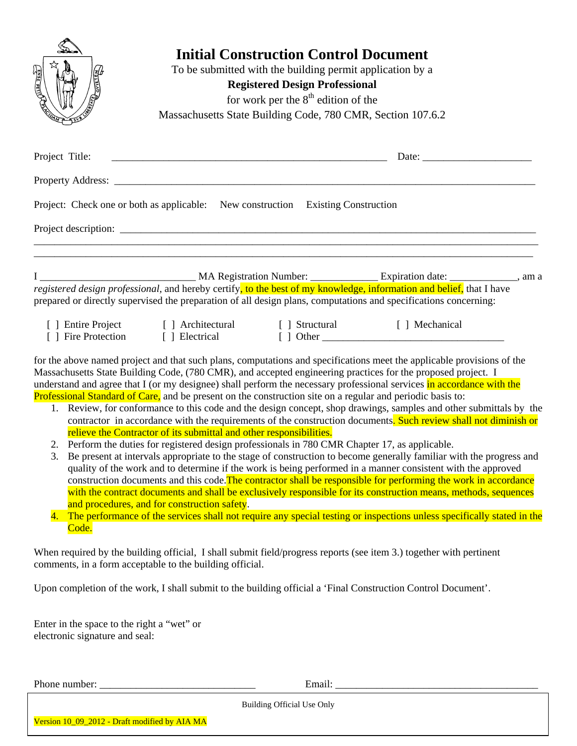# Initial Construction Control Document

To be submitted with the building permit application by a

**Registered Design Professional**

for work per the 8th edition of the

Massachusetts State Building Code, 780 CMR, Section 107.6.2

Project Title: ______________________________________________________ Date: ____________________

Property Address: ________________________________________________________________________________

Project: Check one or both as applicable: New construction Existing Construction

Project description: ______________________________________________________________________________

________________________________________________________________________________________________

________________________________________________________________________________________________

I _____________________________ MA Registration Number: _____________ Expiration date: _____________, am a *registered design professional*, and hereby certify, to the best of my knowledge, information and belief, that I have prepared or directly supervised the preparation of all design plans, computations and specifications concerning:

[ ] Entire Project [ ] Architectural [ ] Structural [ ] Mechanical
[ ] Fire Protection [ ] Electrical [ ] Other ___________________________________

for the above named project and that such plans, computations and specifications meet the applicable provisions of the Massachusetts State Building Code, (780 CMR), and accepted engineering practices for the proposed project. I understand and agree that I (or my designee) shall perform the necessary professional services in accordance with the Professional Standard of Care, and be present on the construction site on a regular and periodic basis to:

1. Review, for conformance to this code and the design concept, shop drawings, samples and other submittals by the contractor in accordance with the requirements of the construction documents. Such review shall not diminish or relieve the Contractor of its submittal and other responsibilities.
2. Perform the duties for registered design professionals in 780 CMR Chapter 17, as applicable.
3. Be present at intervals appropriate to the stage of construction to become generally familiar with the progress and quality of the work and to determine if the work is being performed in a manner consistent with the approved construction documents and this code. The contractor shall be responsible for performing the work in accordance with the contract documents and shall be exclusively responsible for its construction means, methods, sequences and procedures, and for construction safety.
4. The performance of the services shall not require any special testing or inspections unless specifically stated in the Code.

When required by the building official, I shall submit field/progress reports (see item 3.) together with pertinent comments, in a form acceptable to the building official.

Upon completion of the work, I shall submit to the building official a 'Final Construction Control Document'.

Enter in the space to the right a "wet" or electronic signature and seal:

Phone number: _____________________________ Email: ______________________________________

Building Official Use Only

Version 10_09_2012 - Draft modified by AIA MA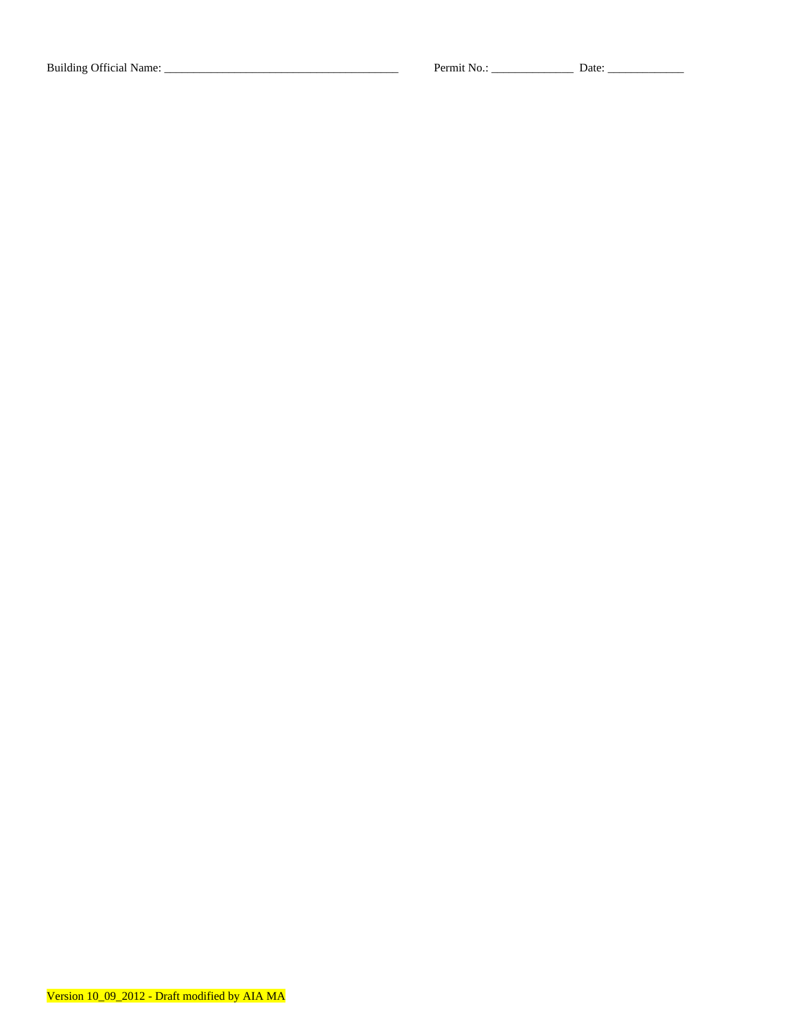Building Official Name: ______________________________________ Permit No.: _____________ Date: ____________

Version 10_09_2012 - Draft modified by AIA MA